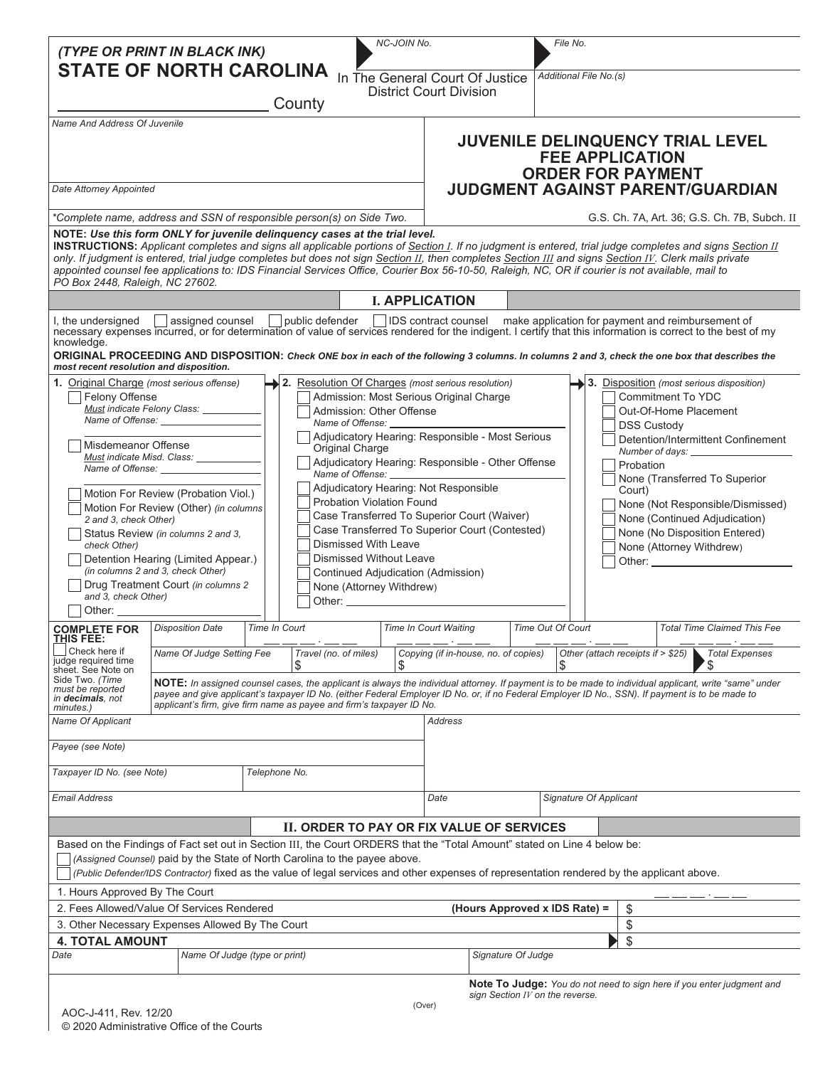*(TYPE OR PRINT IN BLACK INK)*

**STATE OF NORTH CAROLINA**

_________________________ County

NC-JOIN No.

In The General Court Of Justice
District Court Division

File No.

Additional File No.(s)

Name And Address Of Juvenile

Date Attorney Appointed

*Complete name, address and SSN of responsible person(s) on Side Two.

# JUVENILE DELINQUENCY TRIAL LEVEL FEE APPLICATION ORDER FOR PAYMENT JUDGMENT AGAINST PARENT/GUARDIAN

G.S. Ch. 7A, Art. 36; G.S. Ch. 7B, Subch. II

**NOTE:** ***Use this form ONLY for juvenile delinquency cases at the trial level.***

**INSTRUCTIONS:** *Applicant completes and signs all applicable portions of Section I. If no judgment is entered, trial judge completes and signs Section II only. If judgment is entered, trial judge completes but does not sign Section II, then completes Section III and signs Section IV. Clerk mails private appointed counsel fee applications to: IDS Financial Services Office, Courier Box 56-10-50, Raleigh, NC, OR if courier is not available, mail to PO Box 2448, Raleigh, NC 27602.*

## I. APPLICATION

I, the undersigned ☐ assigned counsel ☐ public defender ☐ IDS contract counsel make application for payment and reimbursement of necessary expenses incurred, or for determination of value of services rendered for the indigent. I certify that this information is correct to the best of my knowledge.

**ORIGINAL PROCEEDING AND DISPOSITION:** ***Check ONE box in each of the following 3 columns. In columns 2 and 3, check the one box that describes the most recent resolution and disposition.***

**1. Original Charge** *(most serious offense)*

- ☐ Felony Offense
  *Must indicate Felony Class:* __________
  *Name of Offense:* __________
- ☐ Misdemeanor Offense
  *Must indicate Misd. Class:* __________
  *Name of Offense:* __________
- ☐ Motion For Review (Probation Viol.)
- ☐ Motion For Review (Other) *(in columns 2 and 3, check Other)*
- ☐ Status Review *(in columns 2 and 3, check Other)*
- ☐ Detention Hearing (Limited Appear.) *(in columns 2 and 3, check Other)*
- ☐ Drug Treatment Court *(in columns 2 and 3, check Other)*
- ☐ Other: __________

**2. Resolution Of Charges** *(most serious resolution)*

- ☐ Admission: Most Serious Original Charge
- ☐ Admission: Other Offense
  *Name of Offense:* __________
- ☐ Adjudicatory Hearing: Responsible - Most Serious Original Charge
- ☐ Adjudicatory Hearing: Responsible - Other Offense
  *Name of Offense:* __________
- ☐ Adjudicatory Hearing: Not Responsible
- ☐ Probation Violation Found
- ☐ Case Transferred To Superior Court (Waiver)
- ☐ Case Transferred To Superior Court (Contested)
- ☐ Dismissed With Leave
- ☐ Dismissed Without Leave
- ☐ Continued Adjudication (Admission)
- ☐ None (Attorney Withdrew)
- ☐ Other: __________

**3. Disposition** *(most serious disposition)*

- ☐ Commitment To YDC
- ☐ Out-Of-Home Placement
- ☐ DSS Custody
- ☐ Detention/Intermittent Confinement
  *Number of days:* __________
- ☐ Probation
- ☐ None (Transferred To Superior Court)
- ☐ None (Not Responsible/Dismissed)
- ☐ None (Continued Adjudication)
- ☐ None (No Disposition Entered)
- ☐ None (Attorney Withdrew)
- ☐ Other: __________

| **COMPLETE FOR THIS FEE:** ☐ Check here if judge required time sheet. See Note on Side Two. *(Time must be reported in **decimals**, not minutes.)* | Disposition Date | Time In Court ___ . ___ | Time In Court Waiting ___ . ___ | Time Out Of Court ___ . ___ | Total Time Claimed This Fee ___ . ___ |
|---|---|---|---|---|---|
| | Name Of Judge Setting Fee | Travel (no. of miles) $ | Copying (if in-house, no. of copies) $ | Other (attach receipts if > $25) $ | Total Expenses $ |

**NOTE:** *In assigned counsel cases, the applicant is always the individual attorney. If payment is to be made to individual applicant, write "same" under payee and give applicant's taxpayer ID No. (either Federal Employer ID No. or, if no Federal Employer ID No., SSN). If payment is to be made to applicant's firm, give firm name as payee and firm's taxpayer ID No.*

| Name Of Applicant | | Address | |
|---|---|---|---|
| Payee (see Note) | | | |
| Taxpayer ID No. (see Note) | Telephone No. | | |
| Email Address | | Date | Signature Of Applicant |

## II. ORDER TO PAY OR FIX VALUE OF SERVICES

Based on the Findings of Fact set out in Section III, the Court ORDERS that the "Total Amount" stated on Line 4 below be:

☐ *(Assigned Counsel)* paid by the State of North Carolina to the payee above.

☐ *(Public Defender/IDS Contractor)* fixed as the value of legal services and other expenses of representation rendered by the applicant above.

| | | |
|---|---|---|
| 1. Hours Approved By The Court | | ___ . ___ |
| 2. Fees Allowed/Value Of Services Rendered | **(Hours Approved x IDS Rate) =** | $ |
| 3. Other Necessary Expenses Allowed By The Court | | $ |
| **4. TOTAL AMOUNT** | | $ |

| Date | Name Of Judge (type or print) | Signature Of Judge |
|---|---|---|

**Note To Judge:** *You do not need to sign here if you enter judgment and sign Section IV on the reverse.*

(Over)

AOC-J-411, Rev. 12/20
© 2020 Administrative Office of the Courts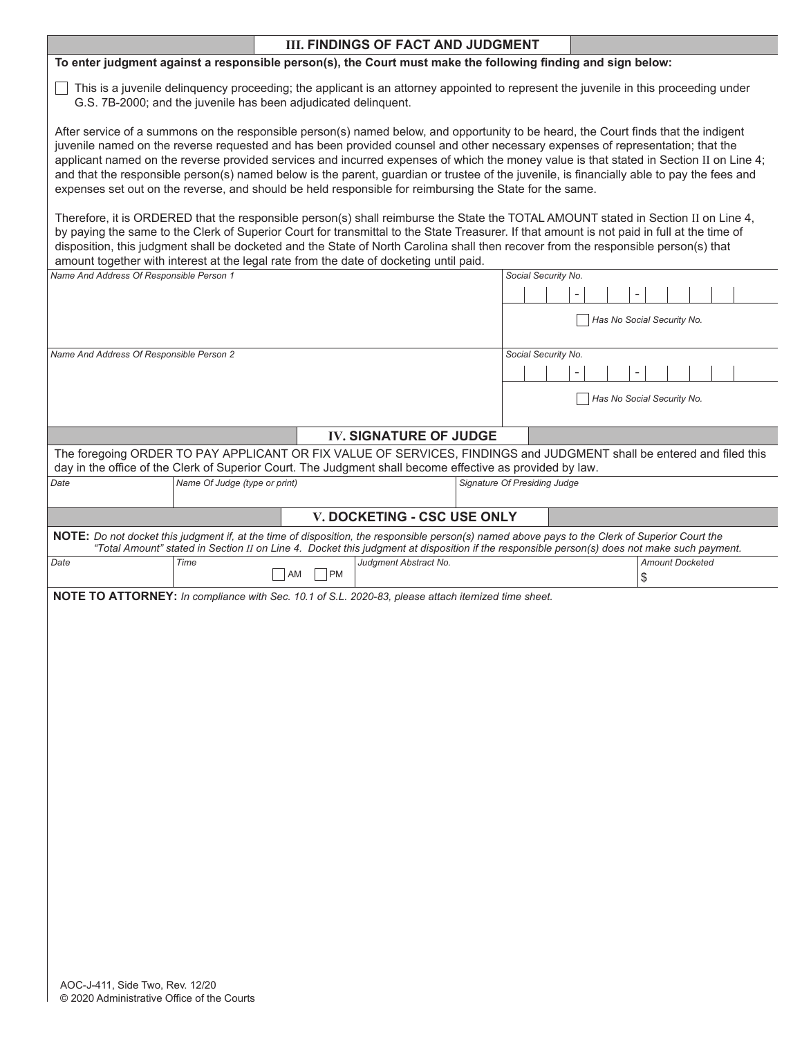## III. FINDINGS OF FACT AND JUDGMENT

**To enter judgment against a responsible person(s), the Court must make the following finding and sign below:**

☐ This is a juvenile delinquency proceeding; the applicant is an attorney appointed to represent the juvenile in this proceeding under G.S. 7B-2000; and the juvenile has been adjudicated delinquent.

After service of a summons on the responsible person(s) named below, and opportunity to be heard, the Court finds that the indigent juvenile named on the reverse requested and has been provided counsel and other necessary expenses of representation; that the applicant named on the reverse provided services and incurred expenses of which the money value is that stated in Section II on Line 4; and that the responsible person(s) named below is the parent, guardian or trustee of the juvenile, is financially able to pay the fees and expenses set out on the reverse, and should be held responsible for reimbursing the State for the same.

Therefore, it is ORDERED that the responsible person(s) shall reimburse the State the TOTAL AMOUNT stated in Section II on Line 4, by paying the same to the Clerk of Superior Court for transmittal to the State Treasurer. If that amount is not paid in full at the time of disposition, this judgment shall be docketed and the State of North Carolina shall then recover from the responsible person(s) that amount together with interest at the legal rate from the date of docketing until paid.

| | |
|---|---|
| *Name And Address Of Responsible Person 1* | *Social Security No.* - - <br> ☐ *Has No Social Security No.* |
| *Name And Address Of Responsible Person 2* | *Social Security No.* - - <br> ☐ *Has No Social Security No.* |

## IV. SIGNATURE OF JUDGE

The foregoing ORDER TO PAY APPLICANT OR FIX VALUE OF SERVICES, FINDINGS and JUDGMENT shall be entered and filed this day in the office of the Clerk of Superior Court. The Judgment shall become effective as provided by law.

| *Date* | *Name Of Judge (type or print)* | *Signature Of Presiding Judge* |
|---|---|---|
| | | |

## V. DOCKETING - CSC USE ONLY

**NOTE:** *Do not docket this judgment if, at the time of disposition, the responsible person(s) named above pays to the Clerk of Superior Court the "Total Amount" stated in Section II on Line 4. Docket this judgment at disposition if the responsible person(s) does not make such payment.*

| *Date* | *Time* | *Judgment Abstract No.* | *Amount Docketed* |
|---|---|---|---|
| | ☐ AM ☐ PM | | $ |

**NOTE TO ATTORNEY:** *In compliance with Sec. 10.1 of S.L. 2020-83, please attach itemized time sheet.*

AOC-J-411, Side Two, Rev. 12/20
© 2020 Administrative Office of the Courts